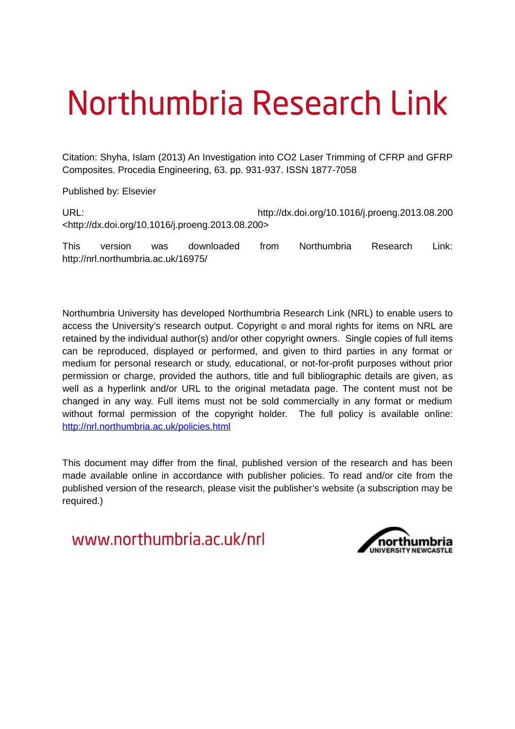# Northumbria Research Link

Citation: Shyha, Islam (2013) An Investigation into CO2 Laser Trimming of CFRP and GFRP Composites. Procedia Engineering, 63. pp. 931-937. ISSN 1877-7058

Published by: Elsevier

URL: http://dx.doi.org/10.1016/j.proeng.2013.08.200 <http://dx.doi.org/10.1016/j.proeng.2013.08.200>

This version was downloaded from Northumbria Research Link: http://nrl.northumbria.ac.uk/16975/

Northumbria University has developed Northumbria Research Link (NRL) to enable users to access the University's research output. Copyright © and moral rights for items on NRL are retained by the individual author(s) and/or other copyright owners. Single copies of full items can be reproduced, displayed or performed, and given to third parties in any format or medium for personal research or study, educational, or not-for-profit purposes without prior permission or charge, provided the authors, title and full bibliographic details are given, as well as a hyperlink and/or URL to the original metadata page. The content must not be changed in any way. Full items must not be sold commercially in any format or medium without formal permission of the copyright holder. The full policy is available online: http://nrl.northumbria.ac.uk/policies.html

This document may differ from the final, published version of the research and has been made available online in accordance with publisher policies. To read and/or cite from the published version of the research, please visit the publisher's website (a subscription may be required.)

www.northumbria.ac.uk/nrl

northumbria UNIVERSITY NEWCASTLE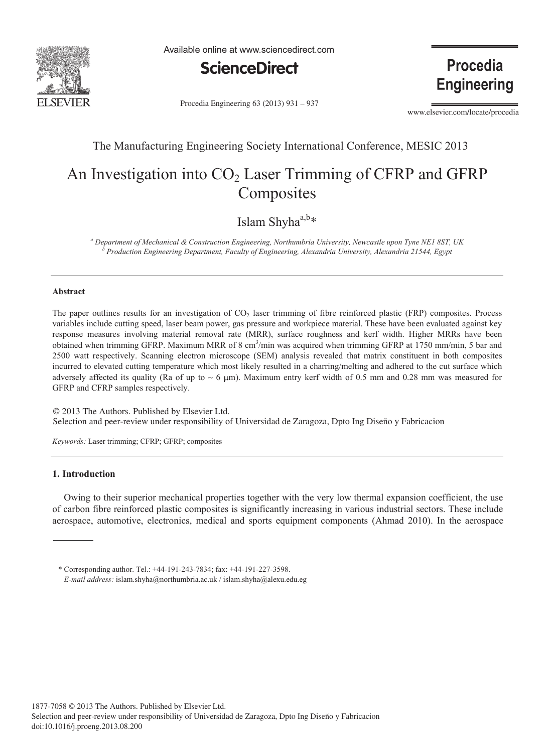# An Investigation into $CO_2$ Laser Trimming of CFRP and GFRP Composites

Islam Shyha[a,b]*

[a] *Department of Mechanical & Construction Engineering, Northumbria University, Newcastle upon Tyne NE1 8ST, UK*
[b] *Production Engineering Department, Faculty of Engineering, Alexandria University, Alexandria 21544, Egypt*

---

**Abstract**

The paper outlines results for an investigation of $CO_2$ laser trimming of fibre reinforced plastic (FRP) composites. Process variables include cutting speed, laser beam power, gas pressure and workpiece material. These have been evaluated against key response measures involving material removal rate (MRR), surface roughness and kerf width. Higher MRRs have been obtained when trimming GFRP. Maximum MRR of 8 $cm^3$/min was acquired when trimming GFRP at 1750 mm/min, 5 bar and 2500 watt respectively. Scanning electron microscope (SEM) analysis revealed that matrix constituent in both composites incurred to elevated cutting temperature which most likely resulted in a charring/melting and adhered to the cut surface which adversely affected its quality (Ra of up to ~ 6 μm). Maximum entry kerf width of 0.5 mm and 0.28 mm was measured for GFRP and CFRP samples respectively.

© 2013 The Authors. Published by Elsevier Ltd.
Selection and peer-review under responsibility of Universidad de Zaragoza, Dpto Ing Diseño y Fabricacion

*Keywords:* Laser trimming; CFRP; GFRP; composites

---

## 1. Introduction

Owing to their superior mechanical properties together with the very low thermal expansion coefficient, the use of carbon fibre reinforced plastic composites is significantly increasing in various industrial sectors. These include aerospace, automotive, electronics, medical and sports equipment components (Ahmad 2010). In the aerospace

\* Corresponding author. Tel.: +44-191-243-7834; fax: +44-191-227-3598.
*E-mail address:* islam.shyha@northumbria.ac.uk / islam.shyha@alexu.edu.eg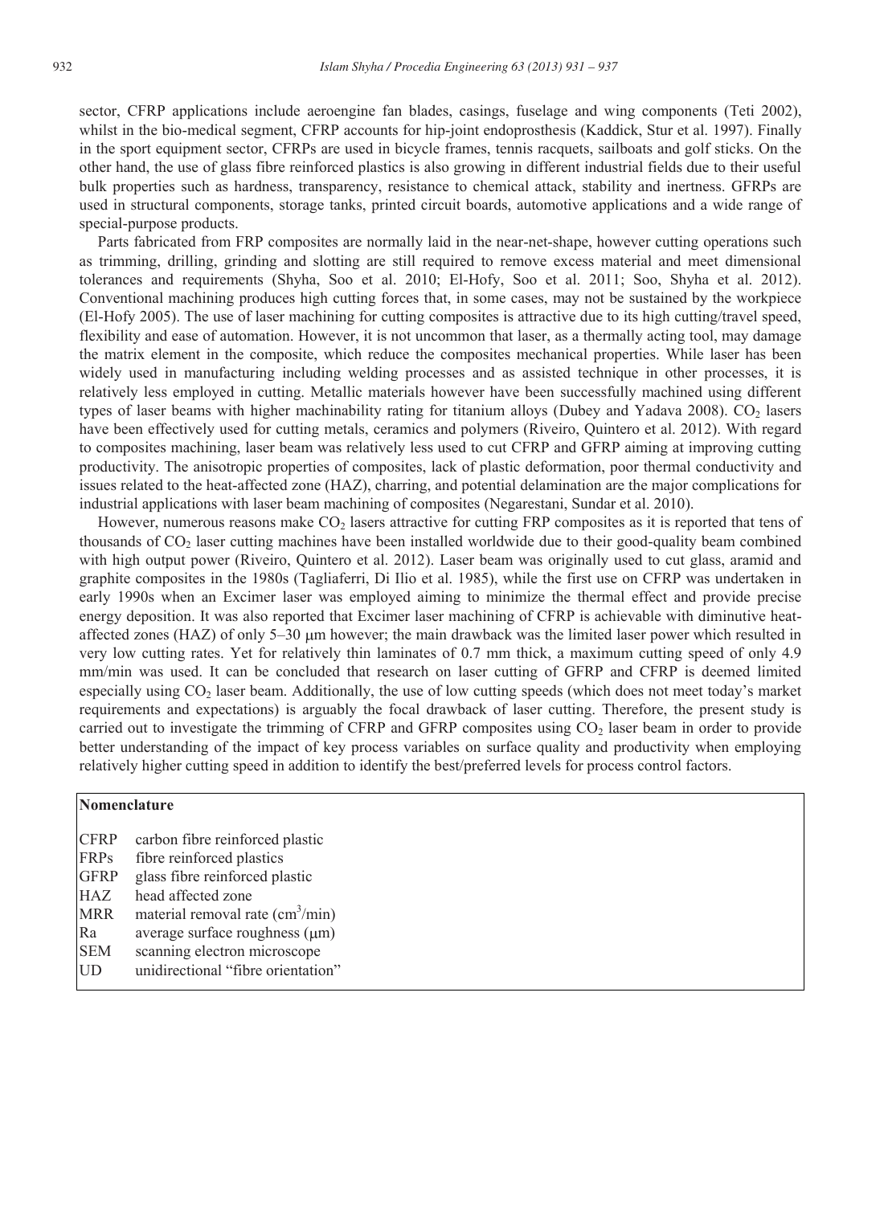sector, CFRP applications include aeroengine fan blades, casings, fuselage and wing components (Teti 2002), whilst in the bio-medical segment, CFRP accounts for hip-joint endoprosthesis (Kaddick, Stur et al. 1997). Finally in the sport equipment sector, CFRPs are used in bicycle frames, tennis racquets, sailboats and golf sticks. On the other hand, the use of glass fibre reinforced plastics is also growing in different industrial fields due to their useful bulk properties such as hardness, transparency, resistance to chemical attack, stability and inertness. GFRPs are used in structural components, storage tanks, printed circuit boards, automotive applications and a wide range of special-purpose products.

Parts fabricated from FRP composites are normally laid in the near-net-shape, however cutting operations such as trimming, drilling, grinding and slotting are still required to remove excess material and meet dimensional tolerances and requirements (Shyha, Soo et al. 2010; El-Hofy, Soo et al. 2011; Soo, Shyha et al. 2012). Conventional machining produces high cutting forces that, in some cases, may not be sustained by the workpiece (El-Hofy 2005). The use of laser machining for cutting composites is attractive due to its high cutting/travel speed, flexibility and ease of automation. However, it is not uncommon that laser, as a thermally acting tool, may damage the matrix element in the composite, which reduce the composites mechanical properties. While laser has been widely used in manufacturing including welding processes and as assisted technique in other processes, it is relatively less employed in cutting. Metallic materials however have been successfully machined using different types of laser beams with higher machinability rating for titanium alloys (Dubey and Yadava 2008). $CO_2$ lasers have been effectively used for cutting metals, ceramics and polymers (Riveiro, Quintero et al. 2012). With regard to composites machining, laser beam was relatively less used to cut CFRP and GFRP aiming at improving cutting productivity. The anisotropic properties of composites, lack of plastic deformation, poor thermal conductivity and issues related to the heat-affected zone (HAZ), charring, and potential delamination are the major complications for industrial applications with laser beam machining of composites (Negarestani, Sundar et al. 2010).

However, numerous reasons make $CO_2$ lasers attractive for cutting FRP composites as it is reported that tens of thousands of $CO_2$ laser cutting machines have been installed worldwide due to their good-quality beam combined with high output power (Riveiro, Quintero et al. 2012). Laser beam was originally used to cut glass, aramid and graphite composites in the 1980s (Tagliaferri, Di Ilio et al. 1985), while the first use on CFRP was undertaken in early 1990s when an Excimer laser was employed aiming to minimize the thermal effect and provide precise energy deposition. It was also reported that Excimer laser machining of CFRP is achievable with diminutive heat-affected zones (HAZ) of only 5–30 μm however; the main drawback was the limited laser power which resulted in very low cutting rates. Yet for relatively thin laminates of 0.7 mm thick, a maximum cutting speed of only 4.9 mm/min was used. It can be concluded that research on laser cutting of GFRP and CFRP is deemed limited especially using $CO_2$ laser beam. Additionally, the use of low cutting speeds (which does not meet today's market requirements and expectations) is arguably the focal drawback of laser cutting. Therefore, the present study is carried out to investigate the trimming of CFRP and GFRP composites using $CO_2$ laser beam in order to provide better understanding of the impact of key process variables on surface quality and productivity when employing relatively higher cutting speed in addition to identify the best/preferred levels for process control factors.

**Nomenclature**

| | |
|---|---|
| CFRP | carbon fibre reinforced plastic |
| FRPs | fibre reinforced plastics |
| GFRP | glass fibre reinforced plastic |
| HAZ | head affected zone |
| MRR | material removal rate ($cm^3$/min) |
| Ra | average surface roughness (μm) |
| SEM | scanning electron microscope |
| UD | unidirectional "fibre orientation" |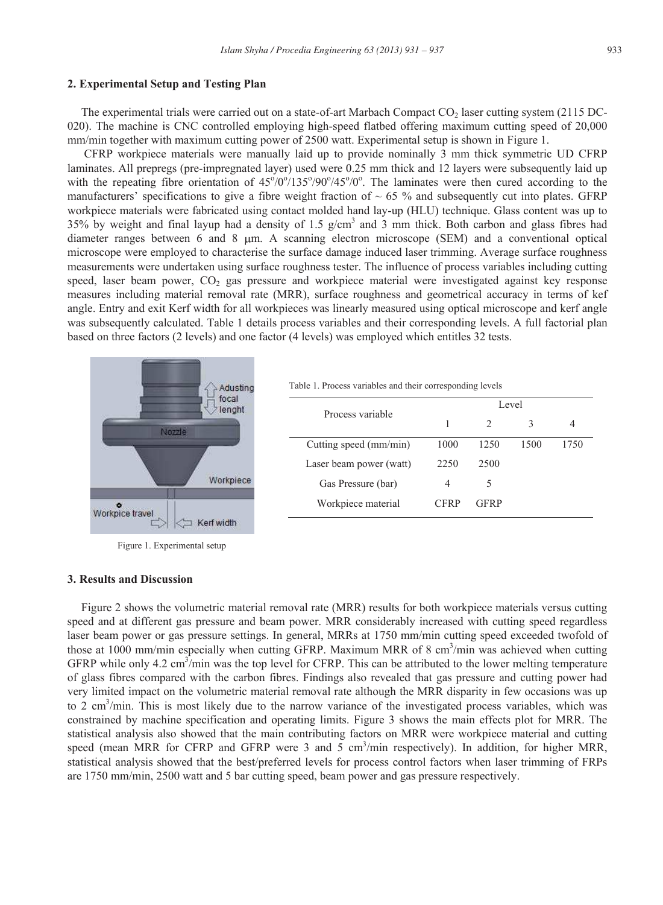## 2. Experimental Setup and Testing Plan

The experimental trials were carried out on a state-of-art Marbach Compact $CO_2$ laser cutting system (2115 DC-020). The machine is CNC controlled employing high-speed flatbed offering maximum cutting speed of 20,000 mm/min together with maximum cutting power of 2500 watt. Experimental setup is shown in Figure 1.

CFRP workpiece materials were manually laid up to provide nominally 3 mm thick symmetric UD CFRP laminates. All prepregs (pre-impregnated layer) used were 0.25 mm thick and 12 layers were subsequently laid up with the repeating fibre orientation of $45^o/0^o/135^o/90^o/45^o/0^o$. The laminates were then cured according to the manufacturers' specifications to give a fibre weight fraction of ~ 65 % and subsequently cut into plates. GFRP workpiece materials were fabricated using contact molded hand lay-up (HLU) technique. Glass content was up to 35% by weight and final layup had a density of 1.5 g/cm$^3$ and 3 mm thick. Both carbon and glass fibres had diameter ranges between 6 and 8 μm. A scanning electron microscope (SEM) and a conventional optical microscope were employed to characterise the surface damage induced laser trimming. Average surface roughness measurements were undertaken using surface roughness tester. The influence of process variables including cutting speed, laser beam power, $CO_2$ gas pressure and workpiece material were investigated against key response measures including material removal rate (MRR), surface roughness and geometrical accuracy in terms of kef angle. Entry and exit Kerf width for all workpieces was linearly measured using optical microscope and kerf angle was subsequently calculated. Table 1 details process variables and their corresponding levels. A full factorial plan based on three factors (2 levels) and one factor (4 levels) was employed which entitles 32 tests.

Figure 1. Experimental setup

Table 1. Process variables and their corresponding levels

| Process variable | Level | | | |
|---|---|---|---|---|
| | 1 | 2 | 3 | 4 |
| Cutting speed (mm/min) | 1000 | 1250 | 1500 | 1750 |
| Laser beam power (watt) | 2250 | 2500 | | |
| Gas Pressure (bar) | 4 | 5 | | |
| Workpiece material | CFRP | GFRP | | |

## 3. Results and Discussion

Figure 2 shows the volumetric material removal rate (MRR) results for both workpiece materials versus cutting speed and at different gas pressure and beam power. MRR considerably increased with cutting speed regardless laser beam power or gas pressure settings. In general, MRRs at 1750 mm/min cutting speed exceeded twofold of those at 1000 mm/min especially when cutting GFRP. Maximum MRR of 8 cm$^3$/min was achieved when cutting GFRP while only 4.2 cm$^3$/min was the top level for CFRP. This can be attributed to the lower melting temperature of glass fibres compared with the carbon fibres. Findings also revealed that gas pressure and cutting power had very limited impact on the volumetric material removal rate although the MRR disparity in few occasions was up to 2 cm$^3$/min. This is most likely due to the narrow variance of the investigated process variables, which was constrained by machine specification and operating limits. Figure 3 shows the main effects plot for MRR. The statistical analysis also showed that the main contributing factors on MRR were workpiece material and cutting speed (mean MRR for CFRP and GFRP were 3 and 5 cm$^3$/min respectively). In addition, for higher MRR, statistical analysis showed that the best/preferred levels for process control factors when laser trimming of FRPs are 1750 mm/min, 2500 watt and 5 bar cutting speed, beam power and gas pressure respectively.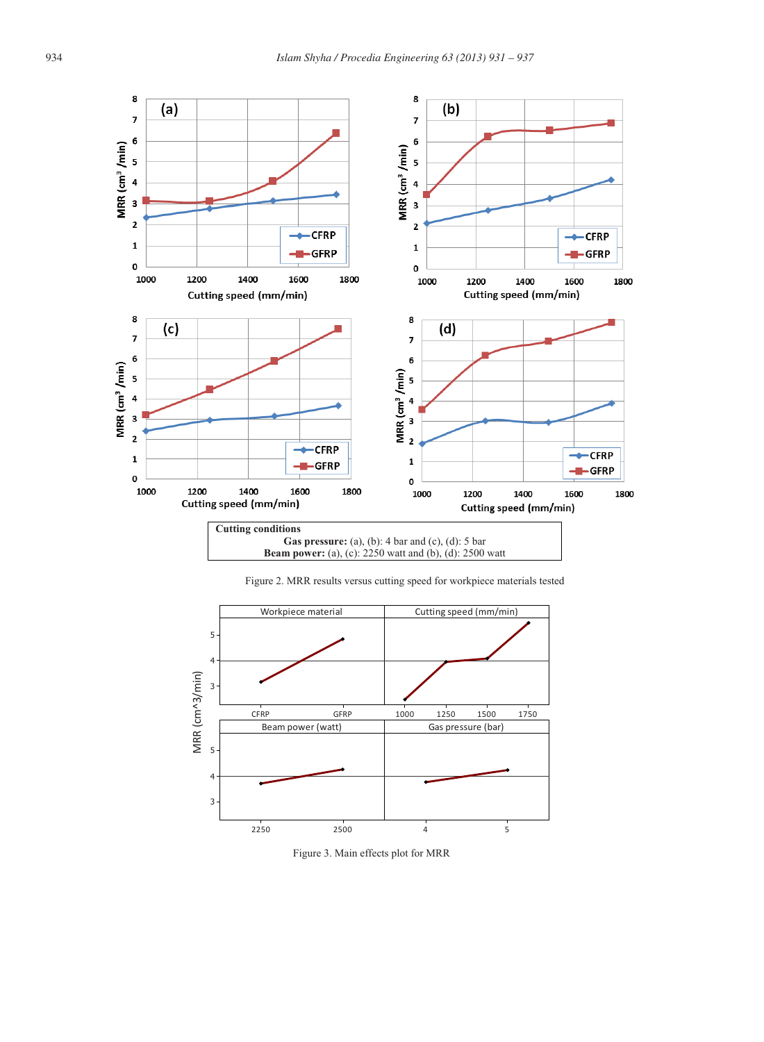**Cutting conditions**

**Gas pressure:** (a), (b): 4 bar and (c), (d): 5 bar

**Beam power:** (a), (c): 2250 watt and (b), (d): 2500 watt

Figure 2. MRR results versus cutting speed for workpiece materials tested

Figure 3. Main effects plot for MRR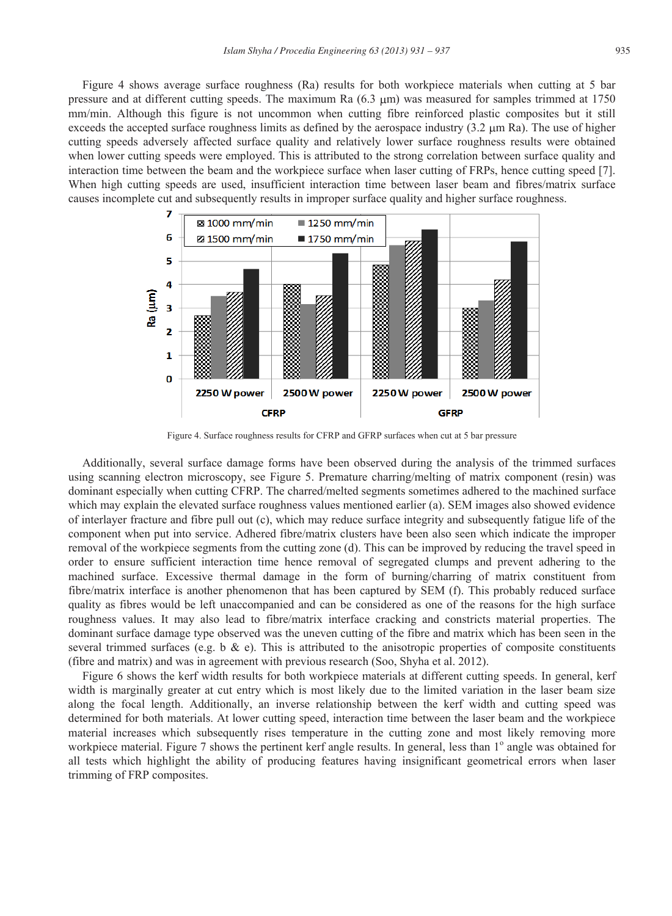Figure 4 shows average surface roughness (Ra) results for both workpiece materials when cutting at 5 bar pressure and at different cutting speeds. The maximum Ra (6.3 μm) was measured for samples trimmed at 1750 mm/min. Although this figure is not uncommon when cutting fibre reinforced plastic composites but it still exceeds the accepted surface roughness limits as defined by the aerospace industry (3.2 μm Ra). The use of higher cutting speeds adversely affected surface quality and relatively lower surface roughness results were obtained when lower cutting speeds were employed. This is attributed to the strong correlation between surface quality and interaction time between the beam and the workpiece surface when laser cutting of FRPs, hence cutting speed [7]. When high cutting speeds are used, insufficient interaction time between laser beam and fibres/matrix surface causes incomplete cut and subsequently results in improper surface quality and higher surface roughness.

1000 mm/min
1250 mm/min
1500 mm/min
1750 mm/min

Ra (μm)

0
1
2
3
4
5
6
7

2250 W power
2500 W power
2250 W power
2500 W power

CFRP
GFRP

Figure 4. Surface roughness results for CFRP and GFRP surfaces when cut at 5 bar pressure

Additionally, several surface damage forms have been observed during the analysis of the trimmed surfaces using scanning electron microscopy, see Figure 5. Premature charring/melting of matrix component (resin) was dominant especially when cutting CFRP. The charred/melted segments sometimes adhered to the machined surface which may explain the elevated surface roughness values mentioned earlier (a). SEM images also showed evidence of interlayer fracture and fibre pull out (c), which may reduce surface integrity and subsequently fatigue life of the component when put into service. Adhered fibre/matrix clusters have been also seen which indicate the improper removal of the workpiece segments from the cutting zone (d). This can be improved by reducing the travel speed in order to ensure sufficient interaction time hence removal of segregated clumps and prevent adhering to the machined surface. Excessive thermal damage in the form of burning/charring of matrix constituent from fibre/matrix interface is another phenomenon that has been captured by SEM (f). This probably reduced surface quality as fibres would be left unaccompanied and can be considered as one of the reasons for the high surface roughness values. It may also lead to fibre/matrix interface cracking and constricts material properties. The dominant surface damage type observed was the uneven cutting of the fibre and matrix which has been seen in the several trimmed surfaces (e.g. b & e). This is attributed to the anisotropic properties of composite constituents (fibre and matrix) and was in agreement with previous research (Soo, Shyha et al. 2012).

Figure 6 shows the kerf width results for both workpiece materials at different cutting speeds. In general, kerf width is marginally greater at cut entry which is most likely due to the limited variation in the laser beam size along the focal length. Additionally, an inverse relationship between the kerf width and cutting speed was determined for both materials. At lower cutting speed, interaction time between the laser beam and the workpiece material increases which subsequently rises temperature in the cutting zone and most likely removing more workpiece material. Figure 7 shows the pertinent kerf angle results. In general, less than 1$^{o}$ angle was obtained for all tests which highlight the ability of producing features having insignificant geometrical errors when laser trimming of FRP composites.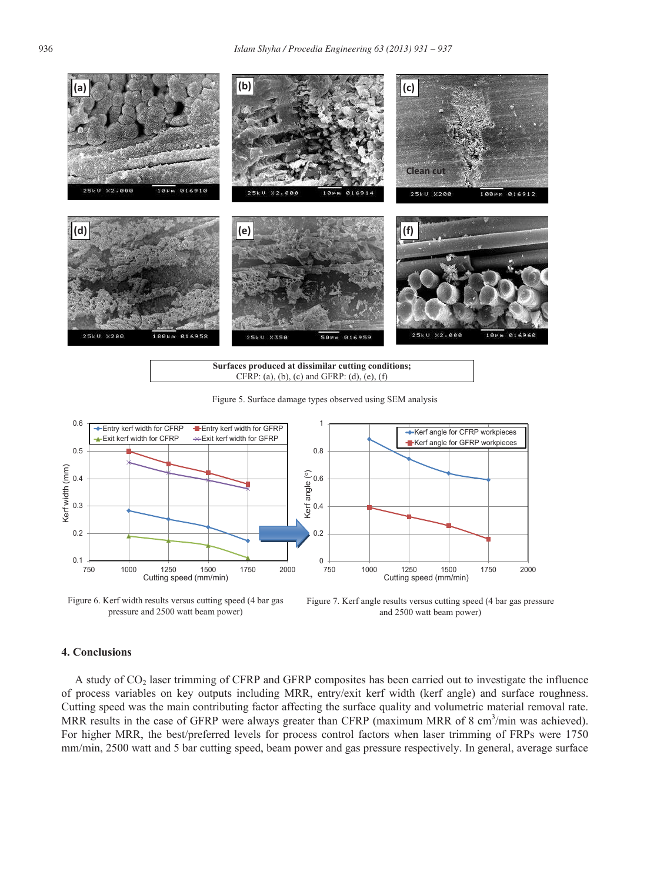Surfaces produced at dissimilar cutting conditions;
CFRP: (a), (b), (c) and GFRP: (d), (e), (f)

Figure 5. Surface damage types observed using SEM analysis

Figure 6. Kerf width results versus cutting speed (4 bar gas pressure and 2500 watt beam power)

Figure 7. Kerf angle results versus cutting speed (4 bar gas pressure and 2500 watt beam power)

## 4. Conclusions

A study of $CO_2$ laser trimming of CFRP and GFRP composites has been carried out to investigate the influence of process variables on key outputs including MRR, entry/exit kerf width (kerf angle) and surface roughness. Cutting speed was the main contributing factor affecting the surface quality and volumetric material removal rate. MRR results in the case of GFRP were always greater than CFRP (maximum MRR of 8 $cm^3$/min was achieved). For higher MRR, the best/preferred levels for process control factors when laser trimming of FRPs were 1750 mm/min, 2500 watt and 5 bar cutting speed, beam power and gas pressure respectively. In general, average surface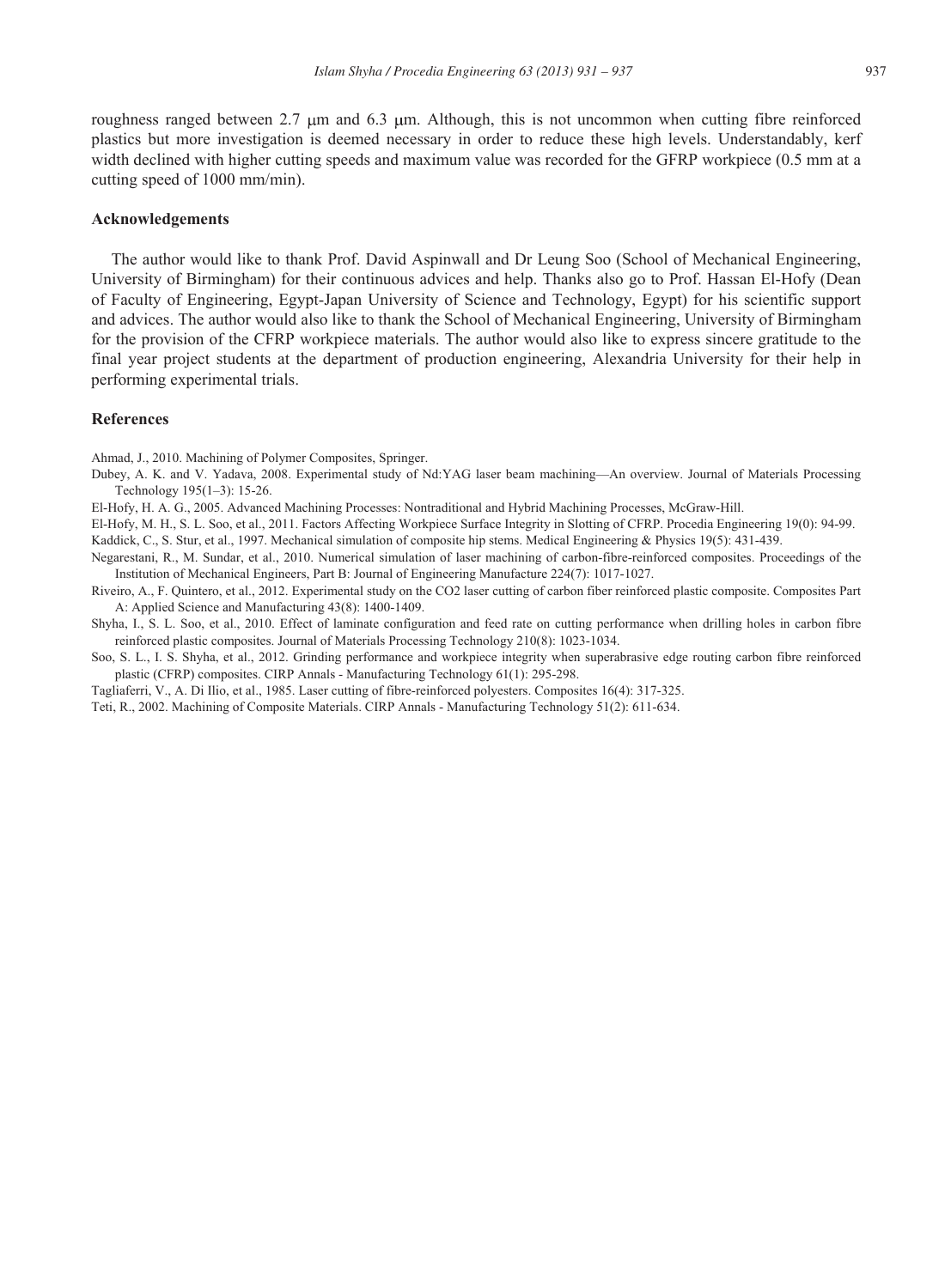roughness ranged between 2.7 μm and 6.3 μm. Although, this is not uncommon when cutting fibre reinforced plastics but more investigation is deemed necessary in order to reduce these high levels. Understandably, kerf width declined with higher cutting speeds and maximum value was recorded for the GFRP workpiece (0.5 mm at a cutting speed of 1000 mm/min).

## Acknowledgements

The author would like to thank Prof. David Aspinwall and Dr Leung Soo (School of Mechanical Engineering, University of Birmingham) for their continuous advices and help. Thanks also go to Prof. Hassan El-Hofy (Dean of Faculty of Engineering, Egypt-Japan University of Science and Technology, Egypt) for his scientific support and advices. The author would also like to thank the School of Mechanical Engineering, University of Birmingham for the provision of the CFRP workpiece materials. The author would also like to express sincere gratitude to the final year project students at the department of production engineering, Alexandria University for their help in performing experimental trials.

## References

Ahmad, J., 2010. Machining of Polymer Composites, Springer.

Dubey, A. K. and V. Yadava, 2008. Experimental study of Nd:YAG laser beam machining—An overview. Journal of Materials Processing Technology 195(1–3): 15-26.

El-Hofy, H. A. G., 2005. Advanced Machining Processes: Nontraditional and Hybrid Machining Processes, McGraw-Hill.

El-Hofy, M. H., S. L. Soo, et al., 2011. Factors Affecting Workpiece Surface Integrity in Slotting of CFRP. Procedia Engineering 19(0): 94-99.

Kaddick, C., S. Stur, et al., 1997. Mechanical simulation of composite hip stems. Medical Engineering & Physics 19(5): 431-439.

Negarestani, R., M. Sundar, et al., 2010. Numerical simulation of laser machining of carbon-fibre-reinforced composites. Proceedings of the Institution of Mechanical Engineers, Part B: Journal of Engineering Manufacture 224(7): 1017-1027.

Riveiro, A., F. Quintero, et al., 2012. Experimental study on the CO2 laser cutting of carbon fiber reinforced plastic composite. Composites Part A: Applied Science and Manufacturing 43(8): 1400-1409.

Shyha, I., S. L. Soo, et al., 2010. Effect of laminate configuration and feed rate on cutting performance when drilling holes in carbon fibre reinforced plastic composites. Journal of Materials Processing Technology 210(8): 1023-1034.

Soo, S. L., I. S. Shyha, et al., 2012. Grinding performance and workpiece integrity when superabrasive edge routing carbon fibre reinforced plastic (CFRP) composites. CIRP Annals - Manufacturing Technology 61(1): 295-298.

Tagliaferri, V., A. Di Ilio, et al., 1985. Laser cutting of fibre-reinforced polyesters. Composites 16(4): 317-325.

Teti, R., 2002. Machining of Composite Materials. CIRP Annals - Manufacturing Technology 51(2): 611-634.